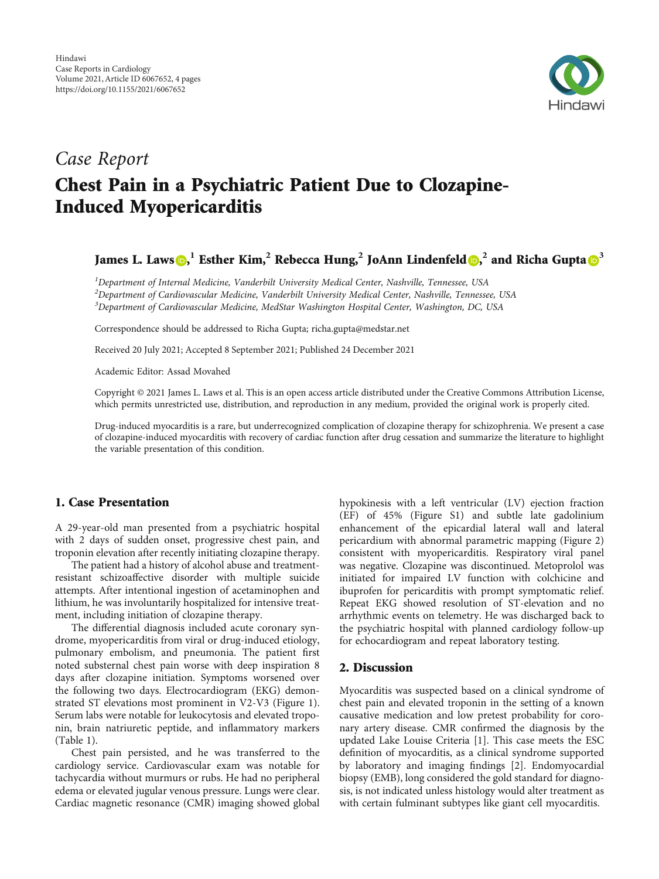Hindawi
Case Reports in Cardiology
Volume 2021, Article ID 6067652, 4 pages
https://doi.org/10.1155/2021/6067652

*Case Report*

# Chest Pain in a Psychiatric Patient Due to Clozapine-Induced Myopericarditis

**James L. Laws,[1] Esther Kim,[2] Rebecca Hung,[2] JoAnn Lindenfeld,[2] and Richa Gupta[3]**

[1]*Department of Internal Medicine, Vanderbilt University Medical Center, Nashville, Tennessee, USA*
[2]*Department of Cardiovascular Medicine, Vanderbilt University Medical Center, Nashville, Tennessee, USA*
[3]*Department of Cardiovascular Medicine, MedStar Washington Hospital Center, Washington, DC, USA*

Correspondence should be addressed to Richa Gupta; richa.gupta@medstar.net

Received 20 July 2021; Accepted 8 September 2021; Published 24 December 2021

Academic Editor: Assad Movahed

Copyright © 2021 James L. Laws et al. This is an open access article distributed under the Creative Commons Attribution License, which permits unrestricted use, distribution, and reproduction in any medium, provided the original work is properly cited.

Drug-induced myocarditis is a rare, but underrecognized complication of clozapine therapy for schizophrenia. We present a case of clozapine-induced myocarditis with recovery of cardiac function after drug cessation and summarize the literature to highlight the variable presentation of this condition.

## 1. Case Presentation

A 29-year-old man presented from a psychiatric hospital with 2 days of sudden onset, progressive chest pain, and troponin elevation after recently initiating clozapine therapy.

The patient had a history of alcohol abuse and treatment-resistant schizoaffective disorder with multiple suicide attempts. After intentional ingestion of acetaminophen and lithium, he was involuntarily hospitalized for intensive treatment, including initiation of clozapine therapy.

The differential diagnosis included acute coronary syndrome, myopericarditis from viral or drug-induced etiology, pulmonary embolism, and pneumonia. The patient first noted substernal chest pain worse with deep inspiration 8 days after clozapine initiation. Symptoms worsened over the following two days. Electrocardiogram (EKG) demonstrated ST elevations most prominent in V2-V3 (Figure 1). Serum labs were notable for leukocytosis and elevated troponin, brain natriuretic peptide, and inflammatory markers (Table 1).

Chest pain persisted, and he was transferred to the cardiology service. Cardiovascular exam was notable for tachycardia without murmurs or rubs. He had no peripheral edema or elevated jugular venous pressure. Lungs were clear. Cardiac magnetic resonance (CMR) imaging showed global hypokinesis with a left ventricular (LV) ejection fraction (EF) of 45% (Figure S1) and subtle late gadolinium enhancement of the epicardial lateral wall and lateral pericardium with abnormal parametric mapping (Figure 2) consistent with myopericarditis. Respiratory viral panel was negative. Clozapine was discontinued. Metoprolol was initiated for impaired LV function with colchicine and ibuprofen for pericarditis with prompt symptomatic relief. Repeat EKG showed resolution of ST-elevation and no arrhythmic events on telemetry. He was discharged back to the psychiatric hospital with planned cardiology follow-up for echocardiogram and repeat laboratory testing.

## 2. Discussion

Myocarditis was suspected based on a clinical syndrome of chest pain and elevated troponin in the setting of a known causative medication and low pretest probability for coronary artery disease. CMR confirmed the diagnosis by the updated Lake Louise Criteria [1]. This case meets the ESC definition of myocarditis, as a clinical syndrome supported by laboratory and imaging findings [2]. Endomyocardial biopsy (EMB), long considered the gold standard for diagnosis, is not indicated unless histology would alter treatment as with certain fulminant subtypes like giant cell myocarditis.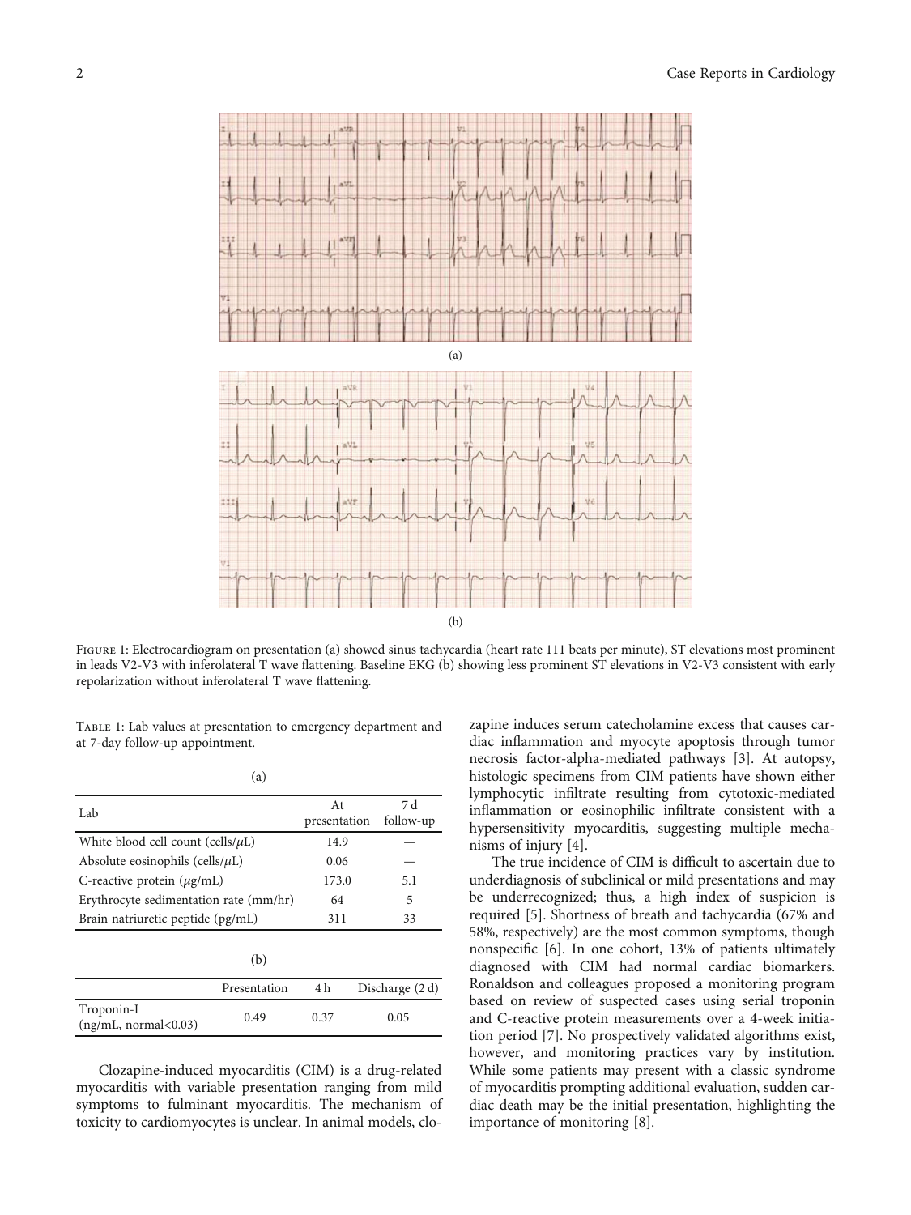Figure 1: Electrocardiogram on presentation (a) showed sinus tachycardia (heart rate 111 beats per minute), ST elevations most prominent in leads V2-V3 with inferolateral T wave flattening. Baseline EKG (b) showing less prominent ST elevations in V2-V3 consistent with early repolarization without inferolateral T wave flattening.

Table 1: Lab values at presentation to emergency department and at 7-day follow-up appointment.

(a)

| Lab | At presentation | 7 d follow-up |
|---|---|---|
| White blood cell count (cells/$\mu$L) | 14.9 | — |
| Absolute eosinophils (cells/$\mu$L) | 0.06 | — |
| C-reactive protein ($\mu$g/mL) | 173.0 | 5.1 |
| Erythrocyte sedimentation rate (mm/hr) | 64 | 5 |
| Brain natriuretic peptide (pg/mL) | 311 | 33 |

(b)

| | Presentation | 4 h | Discharge (2 d) |
|---|---|---|---|
| Troponin-I (ng/mL, normal<0.03) | 0.49 | 0.37 | 0.05 |

Clozapine-induced myocarditis (CIM) is a drug-related myocarditis with variable presentation ranging from mild symptoms to fulminant myocarditis. The mechanism of toxicity to cardiomyocytes is unclear. In animal models, clozapine induces serum catecholamine excess that causes cardiac inflammation and myocyte apoptosis through tumor necrosis factor-alpha-mediated pathways [3]. At autopsy, histologic specimens from CIM patients have shown either lymphocytic infiltrate resulting from cytotoxic-mediated inflammation or eosinophilic infiltrate consistent with a hypersensitivity myocarditis, suggesting multiple mechanisms of injury [4].

The true incidence of CIM is difficult to ascertain due to underdiagnosis of subclinical or mild presentations and may be underrecognized; thus, a high index of suspicion is required [5]. Shortness of breath and tachycardia (67% and 58%, respectively) are the most common symptoms, though nonspecific [6]. In one cohort, 13% of patients ultimately diagnosed with CIM had normal cardiac biomarkers. Ronaldson and colleagues proposed a monitoring program based on review of suspected cases using serial troponin and C-reactive protein measurements over a 4-week initiation period [7]. No prospectively validated algorithms exist, however, and monitoring practices vary by institution. While some patients may present with a classic syndrome of myocarditis prompting additional evaluation, sudden cardiac death may be the initial presentation, highlighting the importance of monitoring [8].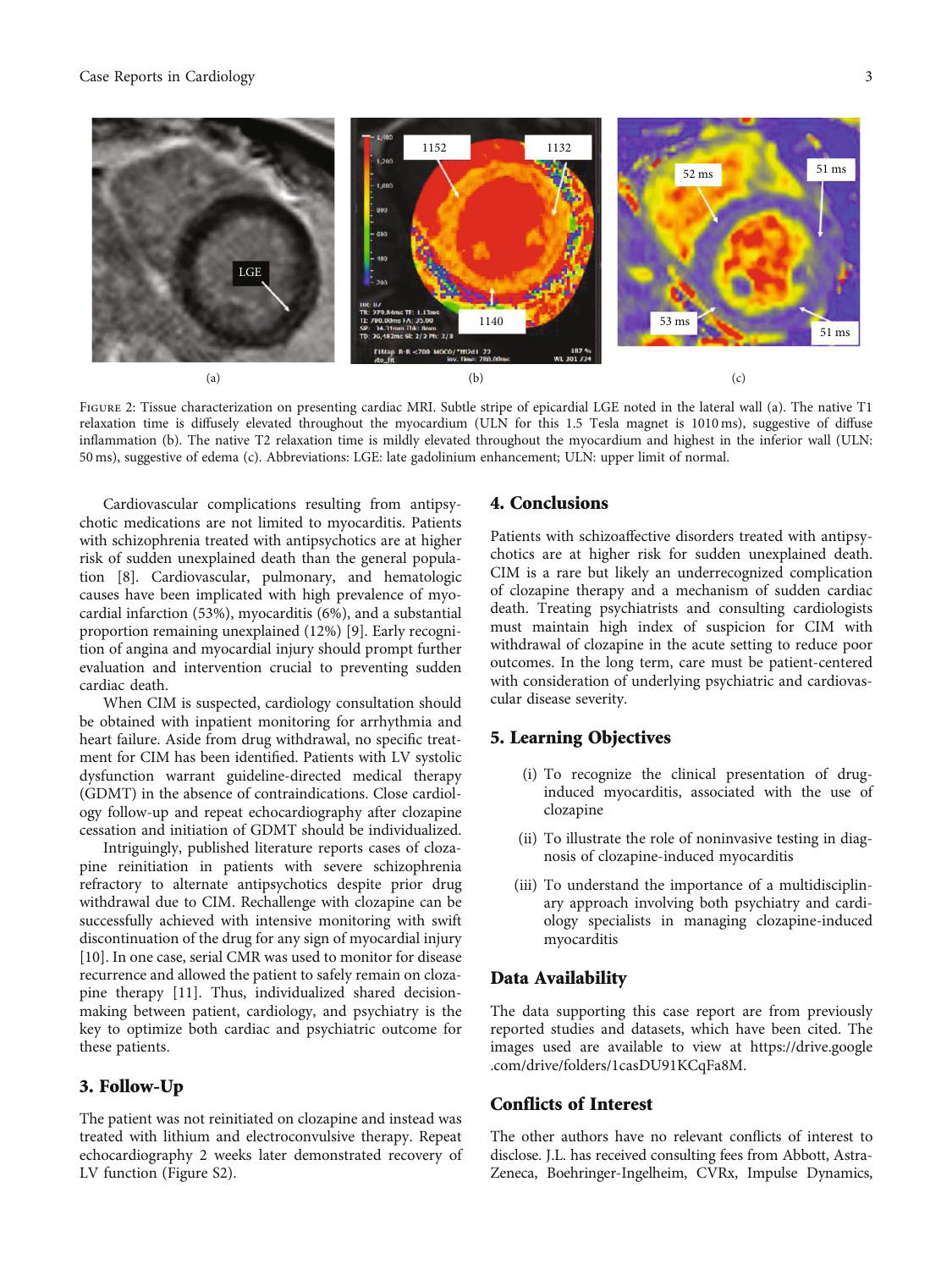Figure 2: Tissue characterization on presenting cardiac MRI. Subtle stripe of epicardial LGE noted in the lateral wall (a). The native T1 relaxation time is diffusely elevated throughout the myocardium (ULN for this 1.5 Tesla magnet is 1010 ms), suggestive of diffuse inflammation (b). The native T2 relaxation time is mildly elevated throughout the myocardium and highest in the inferior wall (ULN: 50 ms), suggestive of edema (c). Abbreviations: LGE: late gadolinium enhancement; ULN: upper limit of normal.

Cardiovascular complications resulting from antipsychotic medications are not limited to myocarditis. Patients with schizophrenia treated with antipsychotics are at higher risk of sudden unexplained death than the general population [8]. Cardiovascular, pulmonary, and hematologic causes have been implicated with high prevalence of myocardial infarction (53%), myocarditis (6%), and a substantial proportion remaining unexplained (12%) [9]. Early recognition of angina and myocardial injury should prompt further evaluation and intervention crucial to preventing sudden cardiac death.

When CIM is suspected, cardiology consultation should be obtained with inpatient monitoring for arrhythmia and heart failure. Aside from drug withdrawal, no specific treatment for CIM has been identified. Patients with LV systolic dysfunction warrant guideline-directed medical therapy (GDMT) in the absence of contraindications. Close cardiology follow-up and repeat echocardiography after clozapine cessation and initiation of GDMT should be individualized.

Intriguingly, published literature reports cases of clozapine reinitiation in patients with severe schizophrenia refractory to alternate antipsychotics despite prior drug withdrawal due to CIM. Rechallenge with clozapine can be successfully achieved with intensive monitoring with swift discontinuation of the drug for any sign of myocardial injury [10]. In one case, serial CMR was used to monitor for disease recurrence and allowed the patient to safely remain on clozapine therapy [11]. Thus, individualized shared decision-making between patient, cardiology, and psychiatry is the key to optimize both cardiac and psychiatric outcome for these patients.

## 3. Follow-Up

The patient was not reinitiated on clozapine and instead was treated with lithium and electroconvulsive therapy. Repeat echocardiography 2 weeks later demonstrated recovery of LV function (Figure S2).

## 4. Conclusions

Patients with schizoaffective disorders treated with antipsychotics are at higher risk for sudden unexplained death. CIM is a rare but likely an underrecognized complication of clozapine therapy and a mechanism of sudden cardiac death. Treating psychiatrists and consulting cardiologists must maintain high index of suspicion for CIM with withdrawal of clozapine in the acute setting to reduce poor outcomes. In the long term, care must be patient-centered with consideration of underlying psychiatric and cardiovascular disease severity.

## 5. Learning Objectives

(i) To recognize the clinical presentation of drug-induced myocarditis, associated with the use of clozapine

(ii) To illustrate the role of noninvasive testing in diagnosis of clozapine-induced myocarditis

(iii) To understand the importance of a multidisciplinary approach involving both psychiatry and cardiology specialists in managing clozapine-induced myocarditis

## Data Availability

The data supporting this case report are from previously reported studies and datasets, which have been cited. The images used are available to view at https://drive.google.com/drive/folders/1casDU91KCqFa8M.

## Conflicts of Interest

The other authors have no relevant conflicts of interest to disclose. J.L. has received consulting fees from Abbott, AstraZeneca, Boehringer-Ingelheim, CVRx, Impulse Dynamics,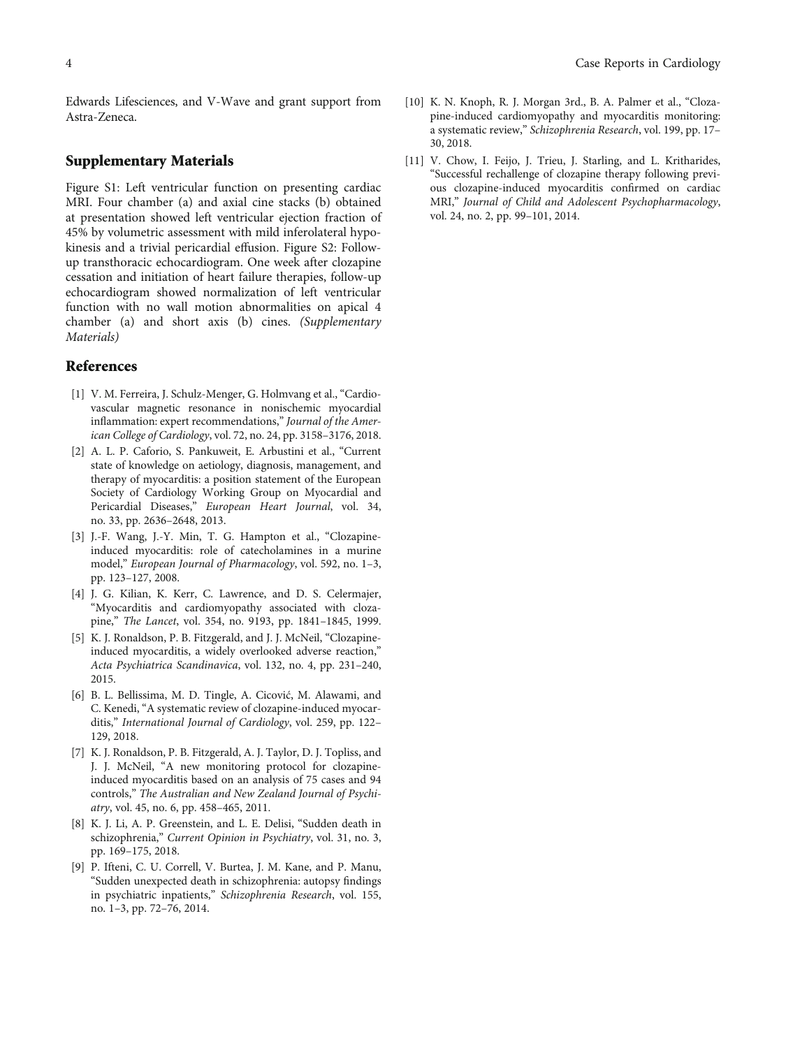Edwards Lifesciences, and V-Wave and grant support from Astra-Zeneca.

## Supplementary Materials

Figure S1: Left ventricular function on presenting cardiac MRI. Four chamber (a) and axial cine stacks (b) obtained at presentation showed left ventricular ejection fraction of 45% by volumetric assessment with mild inferolateral hypokinesis and a trivial pericardial effusion. Figure S2: Follow-up transthoracic echocardiogram. One week after clozapine cessation and initiation of heart failure therapies, follow-up echocardiogram showed normalization of left ventricular function with no wall motion abnormalities on apical 4 chamber (a) and short axis (b) cines. *(Supplementary Materials)*

## References

[1] V. M. Ferreira, J. Schulz-Menger, G. Holmvang et al., "Cardiovascular magnetic resonance in nonischemic myocardial inflammation: expert recommendations," *Journal of the American College of Cardiology*, vol. 72, no. 24, pp. 3158–3176, 2018.

[2] A. L. P. Caforio, S. Pankuweit, E. Arbustini et al., "Current state of knowledge on aetiology, diagnosis, management, and therapy of myocarditis: a position statement of the European Society of Cardiology Working Group on Myocardial and Pericardial Diseases," *European Heart Journal*, vol. 34, no. 33, pp. 2636–2648, 2013.

[3] J.-F. Wang, J.-Y. Min, T. G. Hampton et al., "Clozapine-induced myocarditis: role of catecholamines in a murine model," *European Journal of Pharmacology*, vol. 592, no. 1–3, pp. 123–127, 2008.

[4] J. G. Kilian, K. Kerr, C. Lawrence, and D. S. Celermajer, "Myocarditis and cardiomyopathy associated with clozapine," *The Lancet*, vol. 354, no. 9193, pp. 1841–1845, 1999.

[5] K. J. Ronaldson, P. B. Fitzgerald, and J. J. McNeil, "Clozapine-induced myocarditis, a widely overlooked adverse reaction," *Acta Psychiatrica Scandinavica*, vol. 132, no. 4, pp. 231–240, 2015.

[6] B. L. Bellissima, M. D. Tingle, A. Cicović, M. Alawami, and C. Kenedi, "A systematic review of clozapine-induced myocarditis," *International Journal of Cardiology*, vol. 259, pp. 122–129, 2018.

[7] K. J. Ronaldson, P. B. Fitzgerald, A. J. Taylor, D. J. Topliss, and J. J. McNeil, "A new monitoring protocol for clozapine-induced myocarditis based on an analysis of 75 cases and 94 controls," *The Australian and New Zealand Journal of Psychiatry*, vol. 45, no. 6, pp. 458–465, 2011.

[8] K. J. Li, A. P. Greenstein, and L. E. Delisi, "Sudden death in schizophrenia," *Current Opinion in Psychiatry*, vol. 31, no. 3, pp. 169–175, 2018.

[9] P. Ifteni, C. U. Correll, V. Burtea, J. M. Kane, and P. Manu, "Sudden unexpected death in schizophrenia: autopsy findings in psychiatric inpatients," *Schizophrenia Research*, vol. 155, no. 1–3, pp. 72–76, 2014.

[10] K. N. Knoph, R. J. Morgan 3rd., B. A. Palmer et al., "Clozapine-induced cardiomyopathy and myocarditis monitoring: a systematic review," *Schizophrenia Research*, vol. 199, pp. 17–30, 2018.

[11] V. Chow, I. Feijo, J. Trieu, J. Starling, and L. Kritharides, "Successful rechallenge of clozapine therapy following previous clozapine-induced myocarditis confirmed on cardiac MRI," *Journal of Child and Adolescent Psychopharmacology*, vol. 24, no. 2, pp. 99–101, 2014.